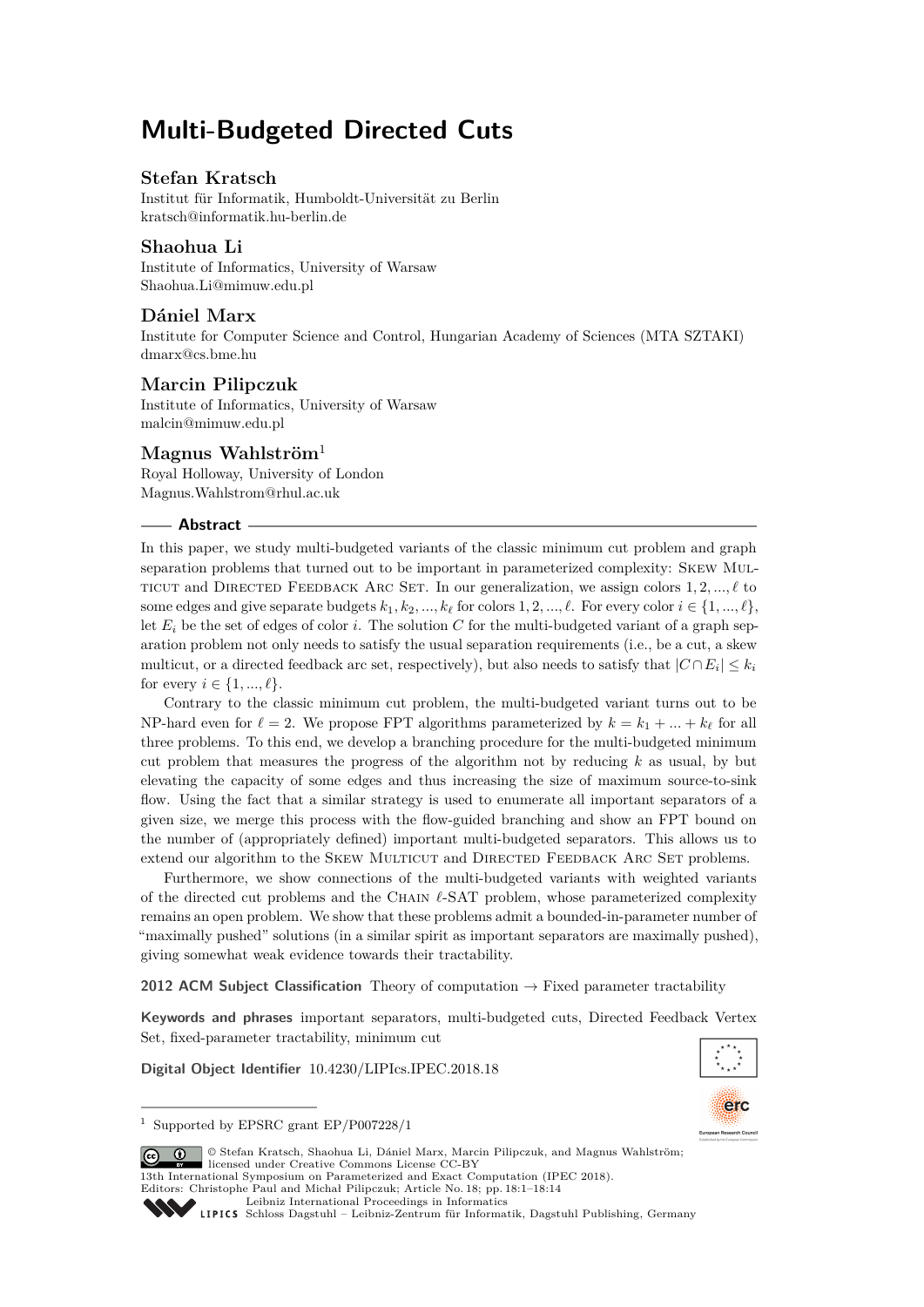# Multi-Budgeted Directed Cuts

**Stefan Kratsch**
Institut für Informatik, Humboldt-Universität zu Berlin
kratsch@informatik.hu-berlin.de

**Shaohua Li**
Institute of Informatics, University of Warsaw
Shaohua.Li@mimuw.edu.pl

**Dániel Marx**
Institute for Computer Science and Control, Hungarian Academy of Sciences (MTA SZTAKI)
dmarx@cs.bme.hu

**Marcin Pilipczuk**
Institute of Informatics, University of Warsaw
malcin@mimuw.edu.pl

**Magnus Wahlström**[1]
Royal Holloway, University of London
Magnus.Wahlstrom@rhul.ac.uk

## Abstract

In this paper, we study multi-budgeted variants of the classic minimum cut problem and graph separation problems that turned out to be important in parameterized complexity: Skew Multicut and Directed Feedback Arc Set. In our generalization, we assign colors $1, 2, ..., \ell$ to some edges and give separate budgets $k_1, k_2, ..., k_\ell$ for colors $1, 2, ..., \ell$. For every color $i \in \{1, ..., \ell\}$, let $E_i$ be the set of edges of color $i$. The solution $C$ for the multi-budgeted variant of a graph separation problem not only needs to satisfy the usual separation requirements (i.e., be a cut, a skew multicut, or a directed feedback arc set, respectively), but also needs to satisfy that $|C \cap E_i| \leq k_i$ for every $i \in \{1, ..., \ell\}$.

Contrary to the classic minimum cut problem, the multi-budgeted variant turns out to be NP-hard even for $\ell = 2$. We propose FPT algorithms parameterized by $k = k_1 + ... + k_\ell$ for all three problems. To this end, we develop a branching procedure for the multi-budgeted minimum cut problem that measures the progress of the algorithm not by reducing $k$ as usual, by but elevating the capacity of some edges and thus increasing the size of maximum source-to-sink flow. Using the fact that a similar strategy is used to enumerate all important separators of a given size, we merge this process with the flow-guided branching and show an FPT bound on the number of (appropriately defined) important multi-budgeted separators. This allows us to extend our algorithm to the Skew Multicut and Directed Feedback Arc Set problems.

Furthermore, we show connections of the multi-budgeted variants with weighted variants of the directed cut problems and the Chain $\ell$-SAT problem, whose parameterized complexity remains an open problem. We show that these problems admit a bounded-in-parameter number of "maximally pushed" solutions (in a similar spirit as important separators are maximally pushed), giving somewhat weak evidence towards their tractability.

**2012 ACM Subject Classification** Theory of computation → Fixed parameter tractability

**Keywords and phrases** important separators, multi-budgeted cuts, Directed Feedback Vertex Set, fixed-parameter tractability, minimum cut

**Digital Object Identifier** 10.4230/LIPIcs.IPEC.2018.18

[1] Supported by EPSRC grant EP/P007228/1

© Stefan Kratsch, Shaohua Li, Dániel Marx, Marcin Pilipczuk, and Magnus Wahlström; licensed under Creative Commons License CC-BY
13th International Symposium on Parameterized and Exact Computation (IPEC 2018).
Editors: Christophe Paul and Michał Pilipczuk; Article No. 18; pp. 18:1–18:14
Leibniz International Proceedings in Informatics
LIPICS Schloss Dagstuhl – Leibniz-Zentrum für Informatik, Dagstuhl Publishing, Germany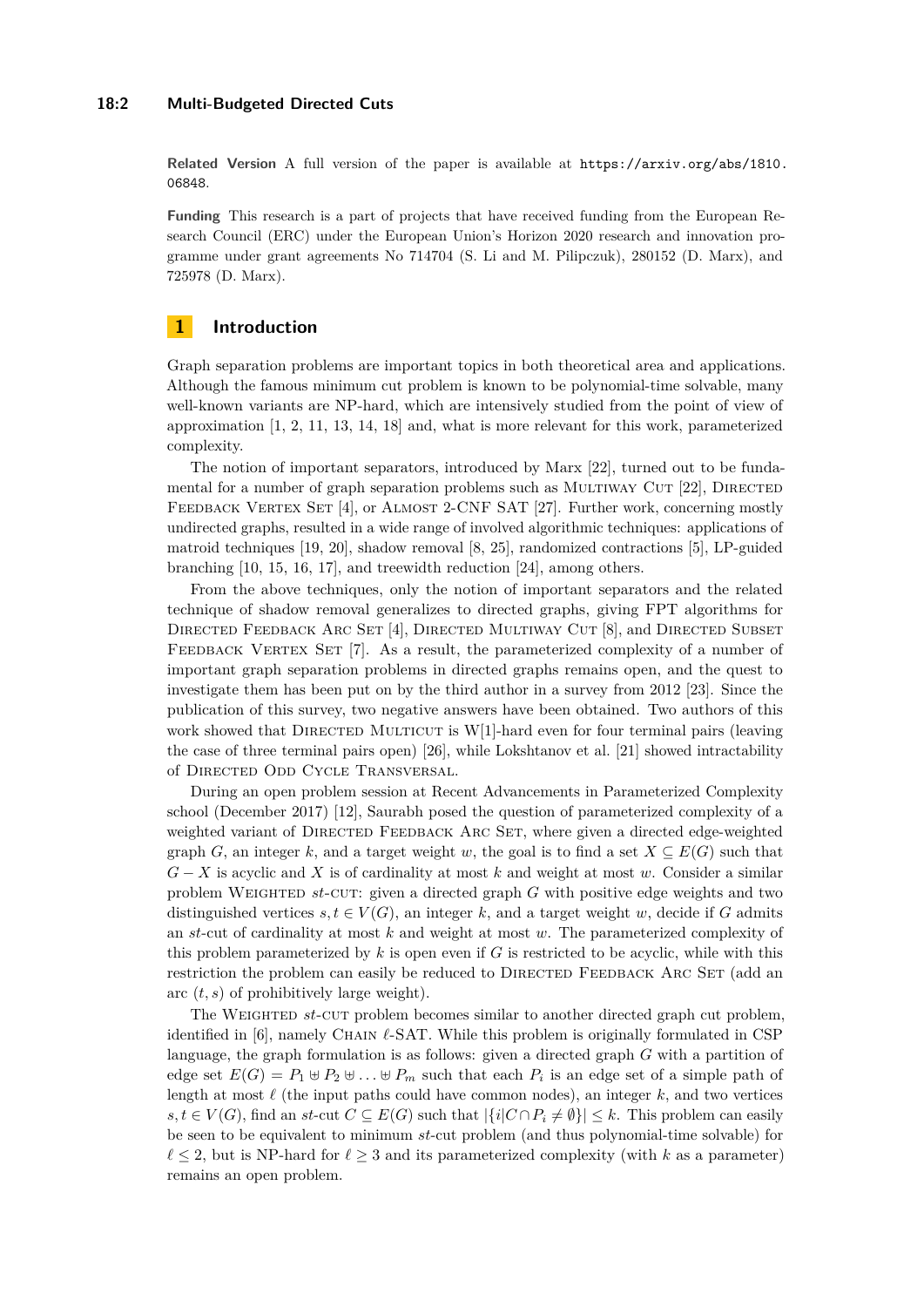**Related Version** A full version of the paper is available at https://arxiv.org/abs/1810.06848.

**Funding** This research is a part of projects that have received funding from the European Research Council (ERC) under the European Union's Horizon 2020 research and innovation programme under grant agreements No 714704 (S. Li and M. Pilipczuk), 280152 (D. Marx), and 725978 (D. Marx).

## 1 Introduction

Graph separation problems are important topics in both theoretical area and applications. Although the famous minimum cut problem is known to be polynomial-time solvable, many well-known variants are NP-hard, which are intensively studied from the point of view of approximation [1, 2, 11, 13, 14, 18] and, what is more relevant for this work, parameterized complexity.

The notion of important separators, introduced by Marx [22], turned out to be fundamental for a number of graph separation problems such as Multiway Cut [22], Directed Feedback Vertex Set [4], or Almost 2-CNF SAT [27]. Further work, concerning mostly undirected graphs, resulted in a wide range of involved algorithmic techniques: applications of matroid techniques [19, 20], shadow removal [8, 25], randomized contractions [5], LP-guided branching [10, 15, 16, 17], and treewidth reduction [24], among others.

From the above techniques, only the notion of important separators and the related technique of shadow removal generalizes to directed graphs, giving FPT algorithms for Directed Feedback Arc Set [4], Directed Multiway Cut [8], and Directed Subset Feedback Vertex Set [7]. As a result, the parameterized complexity of a number of important graph separation problems in directed graphs remains open, and the quest to investigate them has been put on by the third author in a survey from 2012 [23]. Since the publication of this survey, two negative answers have been obtained. Two authors of this work showed that Directed Multicut is W[1]-hard even for four terminal pairs (leaving the case of three terminal pairs open) [26], while Lokshtanov et al. [21] showed intractability of Directed Odd Cycle Transversal.

During an open problem session at Recent Advancements in Parameterized Complexity school (December 2017) [12], Saurabh posed the question of parameterized complexity of a weighted variant of Directed Feedback Arc Set, where given a directed edge-weighted graph $G$, an integer $k$, and a target weight $w$, the goal is to find a set $X \subseteq E(G)$ such that $G - X$ is acyclic and $X$ is of cardinality at most $k$ and weight at most $w$. Consider a similar problem Weighted $st$-cut: given a directed graph $G$ with positive edge weights and two distinguished vertices $s, t \in V(G)$, an integer $k$, and a target weight $w$, decide if $G$ admits an $st$-cut of cardinality at most $k$ and weight at most $w$. The parameterized complexity of this problem parameterized by $k$ is open even if $G$ is restricted to be acyclic, while with this restriction the problem can easily be reduced to Directed Feedback Arc Set (add an arc $(t, s)$ of prohibitively large weight).

The Weighted $st$-cut problem becomes similar to another directed graph cut problem, identified in [6], namely Chain $\ell$-SAT. While this problem is originally formulated in CSP language, the graph formulation is as follows: given a directed graph $G$ with a partition of edge set $E(G) = P_1 \uplus P_2 \uplus \ldots \uplus P_m$ such that each $P_i$ is an edge set of a simple path of length at most $\ell$ (the input paths could have common nodes), an integer $k$, and two vertices $s, t \in V(G)$, find an $st$-cut $C \subseteq E(G)$ such that $|\{i | C \cap P_i \neq \emptyset\}| \leq k$. This problem can easily be seen to be equivalent to minimum $st$-cut problem (and thus polynomial-time solvable) for $\ell \leq 2$, but is NP-hard for $\ell \geq 3$ and its parameterized complexity (with $k$ as a parameter) remains an open problem.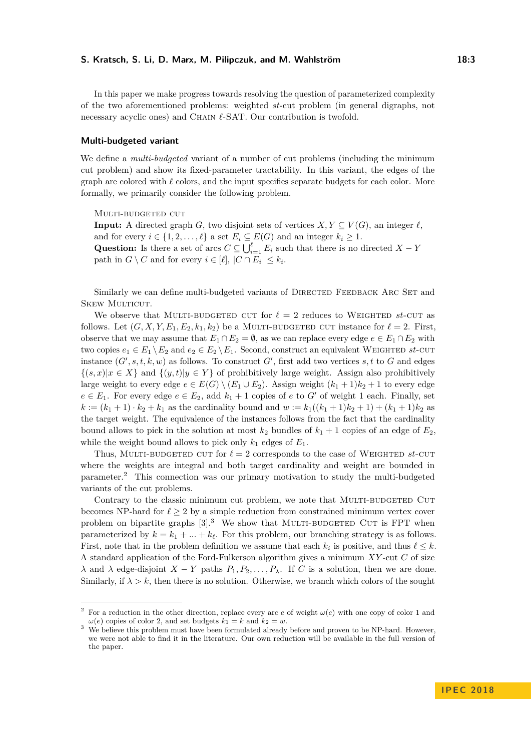In this paper we make progress towards resolving the question of parameterized complexity of the two aforementioned problems: weighted $st$-cut problem (in general digraphs, not necessary acyclic ones) and Chain $\ell$-SAT. Our contribution is twofold.

### Multi-budgeted variant

We define a *multi-budgeted* variant of a number of cut problems (including the minimum cut problem) and show its fixed-parameter tractability. In this variant, the edges of the graph are colored with $\ell$ colors, and the input specifies separate budgets for each color. More formally, we primarily consider the following problem.

> Multi-budgeted cut
> **Input:** A directed graph $G$, two disjoint sets of vertices $X, Y \subseteq V(G)$, an integer $\ell$, and for every $i \in \{1, 2, \ldots, \ell\}$ a set $E_i \subseteq E(G)$ and an integer $k_i \geq 1$.
> **Question:** Is there a set of arcs $C \subseteq \bigcup_{i=1}^{\ell} E_i$ such that there is no directed $X - Y$ path in $G \setminus C$ and for every $i \in [\ell]$, $|C \cap E_i| \leq k_i$.

Similarly we can define multi-budgeted variants of Directed Feedback Arc Set and Skew Multicut.

We observe that Multi-budgeted cut for $\ell = 2$ reduces to Weighted $st$-cut as follows. Let $(G, X, Y, E_1, E_2, k_1, k_2)$ be a Multi-budgeted cut instance for $\ell = 2$. First, observe that we may assume that $E_1 \cap E_2 = \emptyset$, as we can replace every edge $e \in E_1 \cap E_2$ with two copies $e_1 \in E_1 \setminus E_2$ and $e_2 \in E_2 \setminus E_1$. Second, construct an equivalent Weighted $st$-cut instance $(G', s, t, k, w)$ as follows. To construct $G'$, first add two vertices $s, t$ to $G$ and edges $\{(s, x) | x \in X\}$ and $\{(y, t) | y \in Y\}$ of prohibitively large weight. Assign also prohibitively large weight to every edge $e \in E(G) \setminus (E_1 \cup E_2)$. Assign weight $(k_1 + 1)k_2 + 1$ to every edge $e \in E_1$. For every edge $e \in E_2$, add $k_1 + 1$ copies of $e$ to $G'$ of weight 1 each. Finally, set $k := (k_1 + 1) \cdot k_2 + k_1$ as the cardinality bound and $w := k_1((k_1 + 1)k_2 + 1) + (k_1 + 1)k_2$ as the target weight. The equivalence of the instances follows from the fact that the cardinality bound allows to pick in the solution at most $k_2$ bundles of $k_1 + 1$ copies of an edge of $E_2$, while the weight bound allows to pick only $k_1$ edges of $E_1$.

Thus, Multi-budgeted cut for $\ell = 2$ corresponds to the case of Weighted $st$-cut where the weights are integral and both target cardinality and weight are bounded in parameter.[2] This connection was our primary motivation to study the multi-budgeted variants of the cut problems.

Contrary to the classic minimum cut problem, we note that Multi-budgeted Cut becomes NP-hard for $\ell \geq 2$ by a simple reduction from constrained minimum vertex cover problem on bipartite graphs [3].[3] We show that Multi-budgeted Cut is FPT when parameterized by $k = k_1 + \ldots + k_\ell$. For this problem, our branching strategy is as follows. First, note that in the problem definition we assume that each $k_i$ is positive, and thus $\ell \leq k$. A standard application of the Ford-Fulkerson algorithm gives a minimum $XY$-cut $C$ of size $\lambda$ and $\lambda$ edge-disjoint $X - Y$ paths $P_1, P_2, \ldots, P_\lambda$. If $C$ is a solution, then we are done. Similarly, if $\lambda > k$, then there is no solution. Otherwise, we branch which colors of the sought

---

[2] For a reduction in the other direction, replace every arc $e$ of weight $\omega(e)$ with one copy of color 1 and $\omega(e)$ copies of color 2, and set budgets $k_1 = k$ and $k_2 = w$.

[3] We believe this problem must have been formulated already before and proven to be NP-hard. However, we were not able to find it in the literature. Our own reduction will be available in the full version of the paper.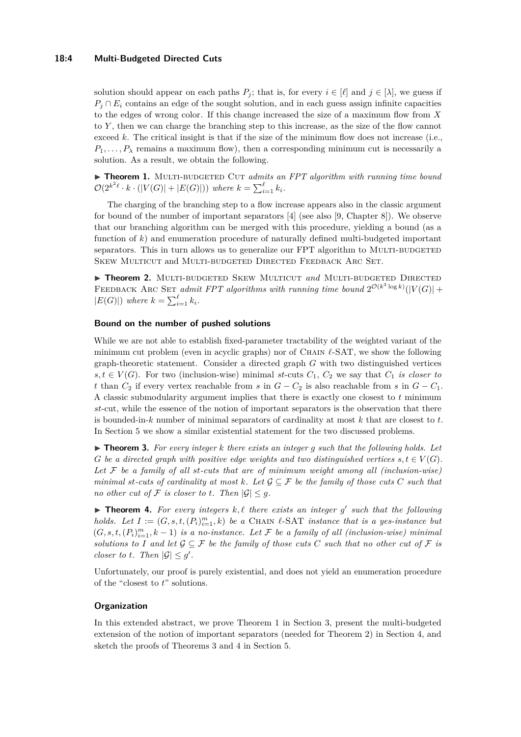solution should appear on each paths $P_j$; that is, for every $i \in [\ell]$ and $j \in [\lambda]$, we guess if $P_j \cap E_i$ contains an edge of the sought solution, and in each guess assign infinite capacities to the edges of wrong color. If this change increased the size of a maximum flow from $X$ to $Y$, then we can charge the branching step to this increase, as the size of the flow cannot exceed $k$. The critical insight is that if the size of the minimum flow does not increase (i.e., $P_1, \ldots, P_\lambda$ remains a maximum flow), then a corresponding minimum cut is necessarily a solution. As a result, we obtain the following.

▶ **Theorem 1.** Multi-budgeted Cut *admits an FPT algorithm with running time bound* $\mathcal{O}(2^{k^2\ell} \cdot k \cdot (|V(G)| + |E(G)|))$ *where* $k = \sum_{i=1}^{\ell} k_i$.

The charging of the branching step to a flow increase appears also in the classic argument for bound of the number of important separators [4] (see also [9, Chapter 8]). We observe that our branching algorithm can be merged with this procedure, yielding a bound (as a function of $k$) and enumeration procedure of naturally defined multi-budgeted important separators. This in turn allows us to generalize our FPT algorithm to Multi-budgeted Skew Multicut and Multi-budgeted Directed Feedback Arc Set.

▶ **Theorem 2.** Multi-budgeted Skew Multicut *and* Multi-budgeted Directed Feedback Arc Set *admit FPT algorithms with running time bound* $2^{\mathcal{O}(k^3 \log k)}(|V(G)| + |E(G)|)$ *where* $k = \sum_{i=1}^{\ell} k_i$.

### Bound on the number of pushed solutions

While we are not able to establish fixed-parameter tractability of the weighted variant of the minimum cut problem (even in acyclic graphs) nor of Chain $\ell$-SAT, we show the following graph-theoretic statement. Consider a directed graph $G$ with two distinguished vertices $s, t \in V(G)$. For two (inclusion-wise) minimal $st$-cuts $C_1$, $C_2$ we say that $C_1$ *is closer to* $t$ than $C_2$ if every vertex reachable from $s$ in $G - C_2$ is also reachable from $s$ in $G - C_1$. A classic submodularity argument implies that there is exactly one closest to $t$ minimum $st$-cut, while the essence of the notion of important separators is the observation that there is bounded-in-$k$ number of minimal separators of cardinality at most $k$ that are closest to $t$. In Section 5 we show a similar existential statement for the two discussed problems.

▶ **Theorem 3.** *For every integer $k$ there exists an integer $g$ such that the following holds. Let $G$ be a directed graph with positive edge weights and two distinguished vertices $s, t \in V(G)$. Let $\mathcal{F}$ be a family of all $st$-cuts that are of minimum weight among all (inclusion-wise) minimal $st$-cuts of cardinality at most $k$. Let $\mathcal{G} \subseteq \mathcal{F}$ be the family of those cuts $C$ such that no other cut of $\mathcal{F}$ is closer to $t$. Then $|\mathcal{G}| \leq g$.*

▶ **Theorem 4.** *For every integers $k, \ell$ there exists an integer $g'$ such that the following holds. Let $I := (G, s, t, (P_i)_{i=1}^m, k)$ be a* Chain $\ell$-SAT *instance that is a yes-instance but $(G, s, t, (P_i)_{i=1}^m, k-1)$ is a no-instance. Let $\mathcal{F}$ be a family of all (inclusion-wise) minimal solutions to $I$ and let $\mathcal{G} \subseteq \mathcal{F}$ be the family of those cuts $C$ such that no other cut of $\mathcal{F}$ is closer to $t$. Then $|\mathcal{G}| \leq g'$.*

Unfortunately, our proof is purely existential, and does not yield an enumeration procedure of the "closest to $t$" solutions.

### Organization

In this extended abstract, we prove Theorem 1 in Section 3, present the multi-budgeted extension of the notion of important separators (needed for Theorem 2) in Section 4, and sketch the proofs of Theorems 3 and 4 in Section 5.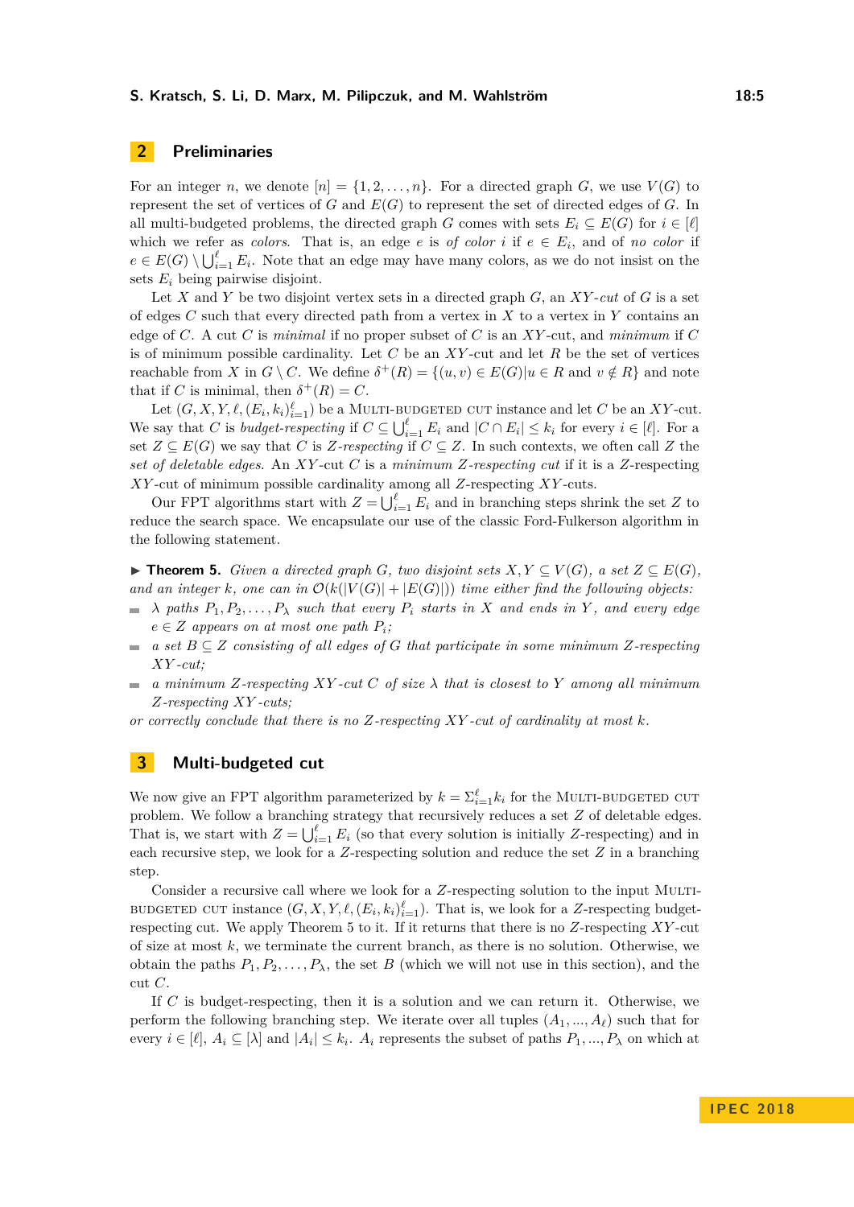## 2 Preliminaries

For an integer $n$, we denote $[n] = \{1, 2, \dots, n\}$. For a directed graph $G$, we use $V(G)$ to represent the set of vertices of $G$ and $E(G)$ to represent the set of directed edges of $G$. In all multi-budgeted problems, the directed graph $G$ comes with sets $E_i \subseteq E(G)$ for $i \in [\ell]$ which we refer as *colors*. That is, an edge $e$ is *of color* $i$ if $e \in E_i$, and of *no color* if $e \in E(G) \setminus \bigcup_{i=1}^{\ell} E_i$. Note that an edge may have many colors, as we do not insist on the sets $E_i$ being pairwise disjoint.

Let $X$ and $Y$ be two disjoint vertex sets in a directed graph $G$, an $XY$*-cut* of $G$ is a set of edges $C$ such that every directed path from a vertex in $X$ to a vertex in $Y$ contains an edge of $C$. A cut $C$ is *minimal* if no proper subset of $C$ is an $XY$-cut, and *minimum* if $C$ is of minimum possible cardinality. Let $C$ be an $XY$-cut and let $R$ be the set of vertices reachable from $X$ in $G \setminus C$. We define $\delta^+(R) = \{(u, v) \in E(G) | u \in R \text{ and } v \notin R\}$ and note that if $C$ is minimal, then $\delta^+(R) = C$.

Let $(G, X, Y, \ell, (E_i, k_i)_{i=1}^{\ell})$ be a Multi-budgeted cut instance and let $C$ be an $XY$-cut. We say that $C$ is *budget-respecting* if $C \subseteq \bigcup_{i=1}^{\ell} E_i$ and $|C \cap E_i| \leq k_i$ for every $i \in [\ell]$. For a set $Z \subseteq E(G)$ we say that $C$ is $Z$*-respecting* if $C \subseteq Z$. In such contexts, we often call $Z$ the *set of deletable edges*. An $XY$-cut $C$ is a *minimum* $Z$*-respecting cut* if it is a $Z$-respecting $XY$-cut of minimum possible cardinality among all $Z$-respecting $XY$-cuts.

Our FPT algorithms start with $Z = \bigcup_{i=1}^{\ell} E_i$ and in branching steps shrink the set $Z$ to reduce the search space. We encapsulate our use of the classic Ford-Fulkerson algorithm in the following statement.

▶ **Theorem 5.** *Given a directed graph $G$, two disjoint sets $X, Y \subseteq V(G)$, a set $Z \subseteq E(G)$, and an integer $k$, one can in $\mathcal{O}(k(|V(G)| + |E(G)|))$ time either find the following objects:*

- *$\lambda$ paths $P_1, P_2, \dots, P_\lambda$ such that every $P_i$ starts in $X$ and ends in $Y$, and every edge $e \in Z$ appears on at most one path $P_i$;*
- *a set $B \subseteq Z$ consisting of all edges of $G$ that participate in some minimum $Z$-respecting $XY$-cut;*
- *a minimum $Z$-respecting $XY$-cut $C$ of size $\lambda$ that is closest to $Y$ among all minimum $Z$-respecting $XY$-cuts;*

*or correctly conclude that there is no $Z$-respecting $XY$-cut of cardinality at most $k$.*

## 3 Multi-budgeted cut

We now give an FPT algorithm parameterized by $k = \Sigma_{i=1}^{\ell} k_i$ for the Multi-budgeted cut problem. We follow a branching strategy that recursively reduces a set $Z$ of deletable edges. That is, we start with $Z = \bigcup_{i=1}^{\ell} E_i$ (so that every solution is initially $Z$-respecting) and in each recursive step, we look for a $Z$-respecting solution and reduce the set $Z$ in a branching step.

Consider a recursive call where we look for a $Z$-respecting solution to the input Multi-budgeted cut instance $(G, X, Y, \ell, (E_i, k_i)_{i=1}^{\ell})$. That is, we look for a $Z$-respecting budget-respecting cut. We apply Theorem 5 to it. If it returns that there is no $Z$-respecting $XY$-cut of size at most $k$, we terminate the current branch, as there is no solution. Otherwise, we obtain the paths $P_1, P_2, \dots, P_\lambda$, the set $B$ (which we will not use in this section), and the cut $C$.

If $C$ is budget-respecting, then it is a solution and we can return it. Otherwise, we perform the following branching step. We iterate over all tuples $(A_1, ..., A_\ell)$ such that for every $i \in [\ell]$, $A_i \subseteq [\lambda]$ and $|A_i| \leq k_i$. $A_i$ represents the subset of paths $P_1, ..., P_\lambda$ on which at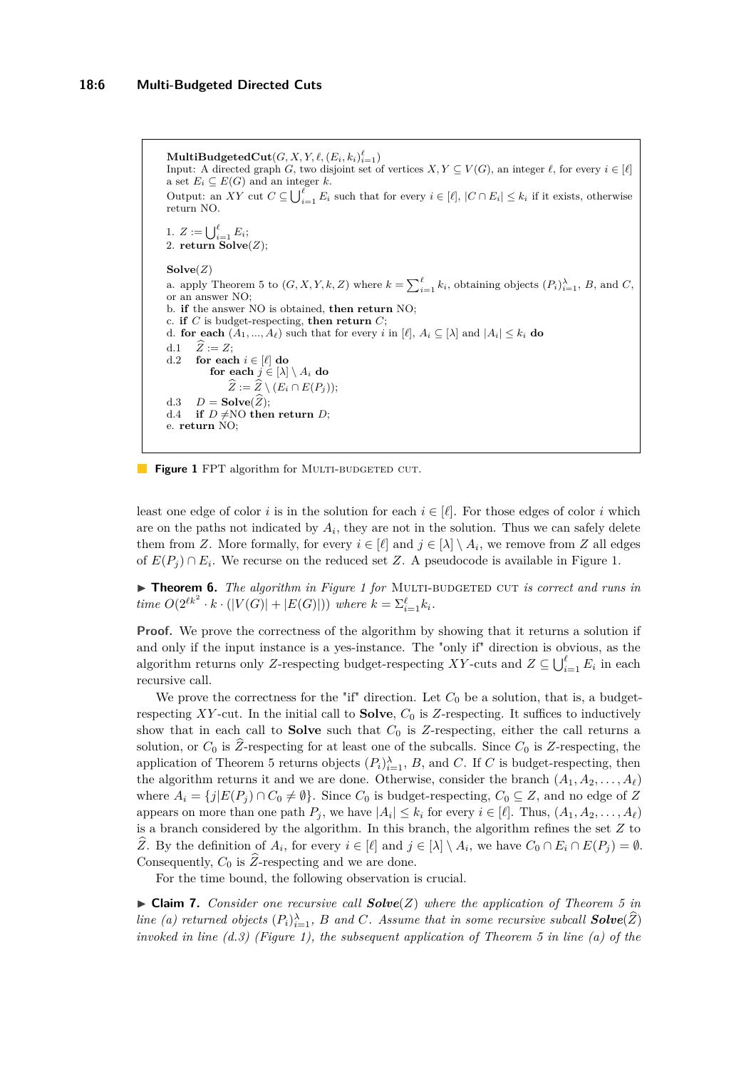**MultiBudgetedCut**$(G, X, Y, \ell, (E_i, k_i)_{i=1}^{\ell})$
Input: A directed graph $G$, two disjoint set of vertices $X, Y \subseteq V(G)$, an integer $\ell$, for every $i \in [\ell]$ a set $E_i \subseteq E(G)$ and an integer $k$.
Output: an $XY$ cut $C \subseteq \bigcup_{i=1}^{\ell} E_i$ such that for every $i \in [\ell]$, $|C \cap E_i| \leq k_i$ if it exists, otherwise return NO.

1. $Z := \bigcup_{i=1}^{\ell} E_i$;
2. **return** **Solve**$(Z)$;

**Solve**$(Z)$
a. apply Theorem 5 to $(G, X, Y, k, Z)$ where $k = \sum_{i=1}^{\ell} k_i$, obtaining objects $(P_i)_{i=1}^{\lambda}$, $B$, and $C$, or an answer NO;
b. **if** the answer NO is obtained, **then return** NO;
c. **if** $C$ is budget-respecting, **then return** $C$;
d. **for each** $(A_1, ..., A_\ell)$ such that for every $i$ in $[\ell]$, $A_i \subseteq [\lambda]$ and $|A_i| \leq k_i$ **do**
d.1 $\quad \widehat{Z} := Z$;
d.2 $\quad$ **for each** $i \in [\ell]$ **do**
$\qquad$ **for each** $j \in [\lambda] \setminus A_i$ **do**
$\qquad\quad \widehat{Z} := \widehat{Z} \setminus (E_i \cap E(P_j))$;
d.3 $\quad D = $ **Solve**$(\widehat{Z})$;
d.4 $\quad$ **if** $D \neq$NO **then return** $D$;
e. **return** NO;

**Figure 1** FPT algorithm for Multi-budgeted cut.

least one edge of color $i$ is in the solution for each $i \in [\ell]$. For those edges of color $i$ which are on the paths not indicated by $A_i$, they are not in the solution. Thus we can safely delete them from $Z$. More formally, for every $i \in [\ell]$ and $j \in [\lambda] \setminus A_i$, we remove from $Z$ all edges of $E(P_j) \cap E_i$. We recurse on the reduced set $Z$. A pseudocode is available in Figure 1.

▶ **Theorem 6.** *The algorithm in Figure 1 for* Multi-budgeted cut *is correct and runs in time* $O(2^{\ell k^2} \cdot k \cdot (|V(G)| + |E(G)|))$ *where* $k = \Sigma_{i=1}^{\ell} k_i$.

**Proof.** We prove the correctness of the algorithm by showing that it returns a solution if and only if the input instance is a yes-instance. The "only if" direction is obvious, as the algorithm returns only $Z$-respecting budget-respecting $XY$-cuts and $Z \subseteq \bigcup_{i=1}^{\ell} E_i$ in each recursive call.

We prove the correctness for the "if" direction. Let $C_0$ be a solution, that is, a budget-respecting $XY$-cut. In the initial call to **Solve**, $C_0$ is $Z$-respecting. It suffices to inductively show that in each call to **Solve** such that $C_0$ is $Z$-respecting, either the call returns a solution, or $C_0$ is $\widehat{Z}$-respecting for at least one of the subcalls. Since $C_0$ is $Z$-respecting, the application of Theorem 5 returns objects $(P_i)_{i=1}^{\lambda}$, $B$, and $C$. If $C$ is budget-respecting, then the algorithm returns it and we are done. Otherwise, consider the branch $(A_1, A_2, \ldots, A_\ell)$ where $A_i = \{j | E(P_j) \cap C_0 \neq \emptyset\}$. Since $C_0$ is budget-respecting, $C_0 \subseteq Z$, and no edge of $Z$ appears on more than one path $P_j$, we have $|A_i| \leq k_i$ for every $i \in [\ell]$. Thus, $(A_1, A_2, \ldots, A_\ell)$ is a branch considered by the algorithm. In this branch, the algorithm refines the set $Z$ to $\widehat{Z}$. By the definition of $A_i$, for every $i \in [\ell]$ and $j \in [\lambda] \setminus A_i$, we have $C_0 \cap E_i \cap E(P_j) = \emptyset$. Consequently, $C_0$ is $\widehat{Z}$-respecting and we are done.

For the time bound, the following observation is crucial.

▶ **Claim 7.** *Consider one recursive call* ***Solve***$(Z)$ *where the application of Theorem 5 in line (a) returned objects* $(P_i)_{i=1}^{\lambda}$*,* $B$ *and* $C$*. Assume that in some recursive subcall* ***Solve***$(\widehat{Z})$ *invoked in line (d.3) (Figure 1), the subsequent application of Theorem 5 in line (a) of the*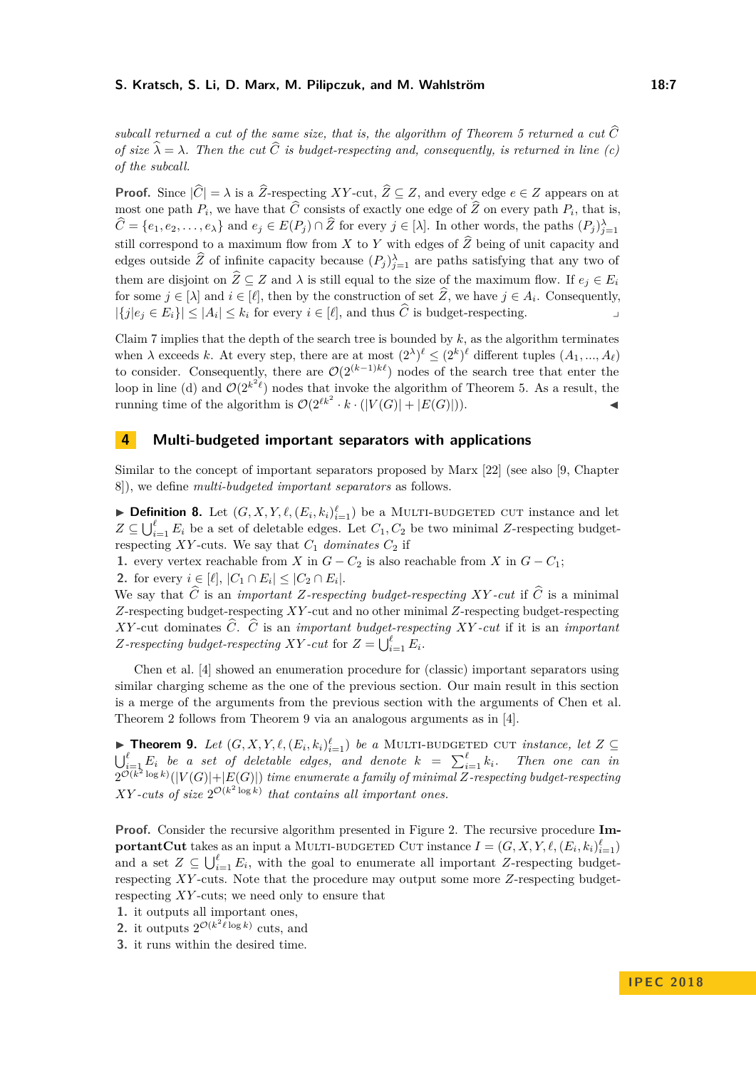*subcall returned a cut of the same size, that is, the algorithm of Theorem 5 returned a cut $\widehat{C}$ of size $\widehat{\lambda} = \lambda$. Then the cut $\widehat{C}$ is budget-respecting and, consequently, is returned in line (c) of the subcall.*

**Proof.** Since $|\widehat{C}| = \lambda$ is a $\widehat{Z}$-respecting $XY$-cut, $\widehat{Z} \subseteq Z$, and every edge $e \in Z$ appears on at most one path $P_i$, we have that $\widehat{C}$ consists of exactly one edge of $\widehat{Z}$ on every path $P_i$, that is, $\widehat{C} = \{e_1, e_2, \ldots, e_\lambda\}$ and $e_j \in E(P_j) \cap \widehat{Z}$ for every $j \in [\lambda]$. In other words, the paths $(P_j)_{j=1}^{\lambda}$ still correspond to a maximum flow from $X$ to $Y$ with edges of $\widehat{Z}$ being of unit capacity and edges outside $\widehat{Z}$ of infinite capacity because $(P_j)_{j=1}^{\lambda}$ are paths satisfying that any two of them are disjoint on $\widehat{Z} \subseteq Z$ and $\lambda$ is still equal to the size of the maximum flow. If $e_j \in E_i$ for some $j \in [\lambda]$ and $i \in [\ell]$, then by the construction of set $\widehat{Z}$, we have $j \in A_i$. Consequently, $|\{j | e_j \in E_i\}| \leq |A_i| \leq k_i$ for every $i \in [\ell]$, and thus $\widehat{C}$ is budget-respecting. ⌟

Claim 7 implies that the depth of the search tree is bounded by $k$, as the algorithm terminates when $\lambda$ exceeds $k$. At every step, there are at most $(2^\lambda)^\ell \leq (2^k)^\ell$ different tuples $(A_1, \ldots, A_\ell)$ to consider. Consequently, there are $\mathcal{O}(2^{(k-1)k\ell})$ nodes of the search tree that enter the loop in line (d) and $\mathcal{O}(2^{k^2\ell})$ nodes that invoke the algorithm of Theorem 5. As a result, the running time of the algorithm is $\mathcal{O}(2^{\ell k^2} \cdot k \cdot (|V(G)| + |E(G)|))$. ◀

## 4 Multi-budgeted important separators with applications

Similar to the concept of important separators proposed by Marx [22] (see also [9, Chapter 8]), we define *multi-budgeted important separators* as follows.

▶ **Definition 8.** Let $(G, X, Y, \ell, (E_i, k_i)_{i=1}^{\ell})$ be a Multi-budgeted cut instance and let $Z \subseteq \bigcup_{i=1}^{\ell} E_i$ be a set of deletable edges. Let $C_1, C_2$ be two minimal $Z$-respecting budget-respecting $XY$-cuts. We say that $C_1$ *dominates* $C_2$ if

1. every vertex reachable from $X$ in $G - C_2$ is also reachable from $X$ in $G - C_1$;
2. for every $i \in [\ell]$, $|C_1 \cap E_i| \leq |C_2 \cap E_i|$.

We say that $\widehat{C}$ is an *important $Z$-respecting budget-respecting $XY$-cut* if $\widehat{C}$ is a minimal $Z$-respecting budget-respecting $XY$-cut and no other minimal $Z$-respecting budget-respecting $XY$-cut dominates $\widehat{C}$. $\widehat{C}$ is an *important budget-respecting $XY$-cut* if it is an *important $Z$-respecting budget-respecting $XY$-cut* for $Z = \bigcup_{i=1}^{\ell} E_i$.

Chen et al. [4] showed an enumeration procedure for (classic) important separators using similar charging scheme as the one of the previous section. Our main result in this section is a merge of the arguments from the previous section with the arguments of Chen et al. Theorem 2 follows from Theorem 9 via an analogous arguments as in [4].

▶ **Theorem 9.** *Let $(G, X, Y, \ell, (E_i, k_i)_{i=1}^{\ell})$ be a* Multi-budgeted cut *instance, let $Z \subseteq \bigcup_{i=1}^{\ell} E_i$ be a set of deletable edges, and denote $k = \sum_{i=1}^{\ell} k_i$. Then one can in $2^{\mathcal{O}(k^2 \log k)}(|V(G)|+|E(G)|)$ time enumerate a family of minimal $Z$-respecting budget-respecting $XY$-cuts of size $2^{\mathcal{O}(k^2 \log k)}$ that contains all important ones.*

**Proof.** Consider the recursive algorithm presented in Figure 2. The recursive procedure **ImportantCut** takes as an input a Multi-budgeted Cut instance $I = (G, X, Y, \ell, (E_i, k_i)_{i=1}^{\ell})$ and a set $Z \subseteq \bigcup_{i=1}^{\ell} E_i$, with the goal to enumerate all important $Z$-respecting budget-respecting $XY$-cuts. Note that the procedure may output some more $Z$-respecting budget-respecting $XY$-cuts; we need only to ensure that

1. it outputs all important ones,
2. it outputs $2^{\mathcal{O}(k^2 \ell \log k)}$ cuts, and
3. it runs within the desired time.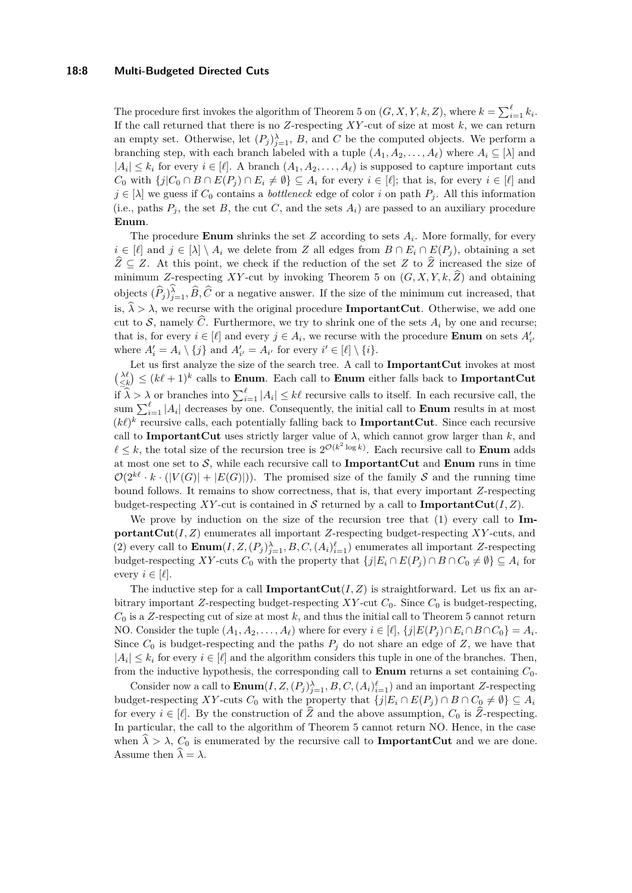The procedure first invokes the algorithm of Theorem 5 on $(G, X, Y, k, Z)$, where $k = \sum_{i=1}^{\ell} k_i$. If the call returned that there is no $Z$-respecting $XY$-cut of size at most $k$, we can return an empty set. Otherwise, let $(P_j)_{j=1}^{\lambda}$, $B$, and $C$ be the computed objects. We perform a branching step, with each branch labeled with a tuple $(A_1, A_2, \ldots, A_\ell)$ where $A_i \subseteq [\lambda]$ and $|A_i| \leq k_i$ for every $i \in [\ell]$. A branch $(A_1, A_2, \ldots, A_\ell)$ is supposed to capture important cuts $C_0$ with $\{j | C_0 \cap B \cap E(P_j) \cap E_i \neq \emptyset\} \subseteq A_i$ for every $i \in [\ell]$; that is, for every $i \in [\ell]$ and $j \in [\lambda]$ we guess if $C_0$ contains a *bottleneck* edge of color $i$ on path $P_j$. All this information (i.e., paths $P_j$, the set $B$, the cut $C$, and the sets $A_i$) are passed to an auxiliary procedure **Enum**.

The procedure **Enum** shrinks the set $Z$ according to sets $A_i$. More formally, for every $i \in [\ell]$ and $j \in [\lambda] \setminus A_i$ we delete from $Z$ all edges from $B \cap E_i \cap E(P_j)$, obtaining a set $\widehat{Z} \subseteq Z$. At this point, we check if the reduction of the set $Z$ to $\widehat{Z}$ increased the size of minimum $Z$-respecting $XY$-cut by invoking Theorem 5 on $(G, X, Y, k, \widehat{Z})$ and obtaining objects $(\widehat{P}_j)_{j=1}^{\widehat{\lambda}}, \widehat{B}, \widehat{C}$ or a negative answer. If the size of the minimum cut increased, that is, $\widehat{\lambda} > \lambda$, we recurse with the original procedure **ImportantCut**. Otherwise, we add one cut to $\mathcal{S}$, namely $\widehat{C}$. Furthermore, we try to shrink one of the sets $A_i$ by one and recurse; that is, for every $i \in [\ell]$ and every $j \in A_i$, we recurse with the procedure **Enum** on sets $A'_{i'}$ where $A'_i = A_i \setminus \{j\}$ and $A'_{i'} = A_{i'}$ for every $i' \in [\ell] \setminus \{i\}$.

Let us first analyze the size of the search tree. A call to **ImportantCut** invokes at most $\binom{\lambda\ell}{\leq k} \leq (k\ell + 1)^k$ calls to **Enum**. Each call to **Enum** either falls back to **ImportantCut** if $\widehat{\lambda} > \lambda$ or branches into $\sum_{i=1}^{\ell} |A_i| \leq k\ell$ recursive calls to itself. In each recursive call, the sum $\sum_{i=1}^{\ell} |A_i|$ decreases by one. Consequently, the initial call to **Enum** results in at most $(k\ell)^k$ recursive calls, each potentially falling back to **ImportantCut**. Since each recursive call to **ImportantCut** uses strictly larger value of $\lambda$, which cannot grow larger than $k$, and $\ell \leq k$, the total size of the recursion tree is $2^{\mathcal{O}(k^2 \log k)}$. Each recursive call to **Enum** adds at most one set to $\mathcal{S}$, while each recursive call to **ImportantCut** and **Enum** runs in time $\mathcal{O}(2^{k\ell} \cdot k \cdot (|V(G)| + |E(G)|))$. The promised size of the family $\mathcal{S}$ and the running time bound follows. It remains to show correctness, that is, that every important $Z$-respecting budget-respecting $XY$-cut is contained in $\mathcal{S}$ returned by a call to **ImportantCut**$(I, Z)$.

We prove by induction on the size of the recursion tree that (1) every call to **ImportantCut**$(I, Z)$ enumerates all important $Z$-respecting budget-respecting $XY$-cuts, and (2) every call to **Enum**$(I, Z, (P_j)_{j=1}^{\lambda}, B, C, (A_i)_{i=1}^{\ell})$ enumerates all important $Z$-respecting budget-respecting $XY$-cuts $C_0$ with the property that $\{j | E_i \cap E(P_j) \cap B \cap C_0 \neq \emptyset\} \subseteq A_i$ for every $i \in [\ell]$.

The inductive step for a call **ImportantCut**$(I, Z)$ is straightforward. Let us fix an arbitrary important $Z$-respecting budget-respecting $XY$-cut $C_0$. Since $C_0$ is budget-respecting, $C_0$ is a $Z$-respecting cut of size at most $k$, and thus the initial call to Theorem 5 cannot return NO. Consider the tuple $(A_1, A_2, \ldots, A_\ell)$ where for every $i \in [\ell]$, $\{j | E(P_j) \cap E_i \cap B \cap C_0\} = A_i$. Since $C_0$ is budget-respecting and the paths $P_j$ do not share an edge of $Z$, we have that $|A_i| \leq k_i$ for every $i \in [\ell]$ and the algorithm considers this tuple in one of the branches. Then, from the inductive hypothesis, the corresponding call to **Enum** returns a set containing $C_0$.

Consider now a call to **Enum**$(I, Z, (P_j)_{j=1}^{\lambda}, B, C, (A_i)_{i=1}^{\ell})$ and an important $Z$-respecting budget-respecting $XY$-cuts $C_0$ with the property that $\{j | E_i \cap E(P_j) \cap B \cap C_0 \neq \emptyset\} \subseteq A_i$ for every $i \in [\ell]$. By the construction of $\widehat{Z}$ and the above assumption, $C_0$ is $\widehat{Z}$-respecting. In particular, the call to the algorithm of Theorem 5 cannot return NO. Hence, in the case when $\widehat{\lambda} > \lambda$, $C_0$ is enumerated by the recursive call to **ImportantCut** and we are done. Assume then $\widehat{\lambda} = \lambda$.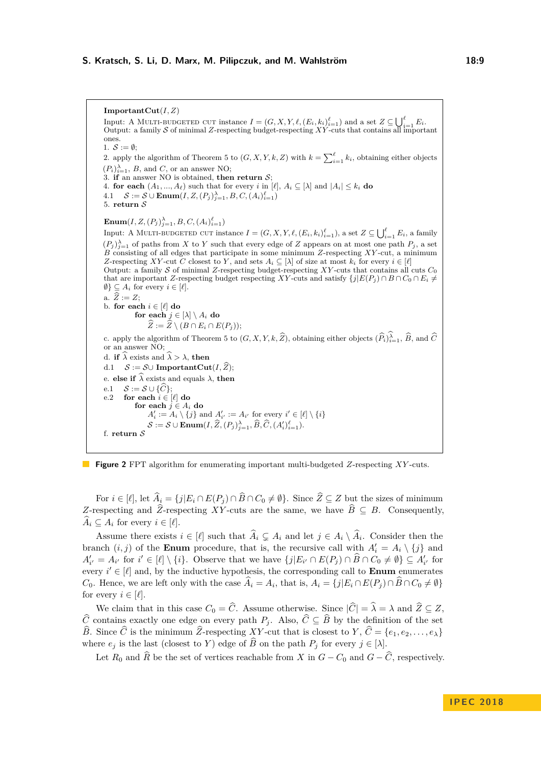**ImportantCut**$(I, Z)$

Input: A Multi-budgeted cut instance $I = (G, X, Y, \ell, (E_i, k_i)_{i=1}^{\ell})$ and a set $Z \subseteq \bigcup_{i=1}^{\ell} E_i$.
Output: a family $\mathcal{S}$ of minimal $Z$-respecting budget-respecting $XY$-cuts that contains all important ones.

1. $\mathcal{S} := \emptyset$;
2. apply the algorithm of Theorem 5 to $(G, X, Y, k, Z)$ with $k = \sum_{i=1}^{\ell} k_i$, obtaining either objects $(P_i)_{i=1}^{\lambda}$, $B$, and $C$, or an answer NO;
3. **if** an answer NO is obtained, **then return** $\mathcal{S}$;
4. **for each** $(A_1, \ldots, A_\ell)$ such that for every $i$ in $[\ell]$, $A_i \subseteq [\lambda]$ and $|A_i| \leq k_i$ **do**
4.1 $\mathcal{S} := \mathcal{S} \cup$ **Enum**$(I, Z, (P_j)_{j=1}^{\lambda}, B, C, (A_i)_{i=1}^{\ell})$
5. **return** $\mathcal{S}$

**Enum**$(I, Z, (P_j)_{j=1}^{\lambda}, B, C, (A_i)_{i=1}^{\ell})$

Input: A Multi-budgeted cut instance $I = (G, X, Y, \ell, (E_i, k_i)_{i=1}^{\ell})$, a set $Z \subseteq \bigcup_{i=1}^{\ell} E_i$, a family $(P_j)_{j=1}^{\lambda}$ of paths from $X$ to $Y$ such that every edge of $Z$ appears on at most one path $P_j$, a set $B$ consisting of all edges that participate in some minimum $Z$-respecting $XY$-cut, a minimum $Z$-respecting $XY$-cut $C$ closest to $Y$, and sets $A_i \subseteq [\lambda]$ of size at most $k_i$ for every $i \in [\ell]$
Output: a family $\mathcal{S}$ of minimal $Z$-respecting budget-respecting $XY$-cuts that contains all cuts $C_0$ that are important $Z$-respecting budget respecting $XY$-cuts and satisfy $\{j | E(P_j) \cap B \cap C_0 \cap E_i \neq \emptyset\} \subseteq A_i$ for every $i \in [\ell]$.

a. $\widehat{Z} := Z$;
b. **for each** $i \in [\ell]$ **do**
  **for each** $j \in [\lambda] \setminus A_i$ **do**
    $\widehat{Z} := \widehat{Z} \setminus (B \cap E_i \cap E(P_j))$;
c. apply the algorithm of Theorem 5 to $(G, X, Y, k, \widehat{Z})$, obtaining either objects $(\widehat{P}_i)_{i=1}^{\widehat{\lambda}}$, $\widehat{B}$, and $\widehat{C}$ or an answer NO;
d. **if** $\widehat{\lambda}$ exists and $\widehat{\lambda} > \lambda$, **then**
d.1 $\mathcal{S} := \mathcal{S} \cup$ **ImportantCut**$(I, \widehat{Z})$;
e. **else if** $\widehat{\lambda}$ exists and equals $\lambda$, **then**
e.1 $\mathcal{S} := \mathcal{S} \cup \{\widehat{C}\}$;
e.2 **for each** $i \in [\ell]$ **do**
  **for each** $j \in A_i$ **do**
    $A'_i := A_i \setminus \{j\}$ and $A'_{i'} := A_{i'}$ for every $i' \in [\ell] \setminus \{i\}$
    $\mathcal{S} := \mathcal{S} \cup$ **Enum**$(I, \widehat{Z}, (P_j)_{j=1}^{\lambda}, \widehat{B}, \widehat{C}, (A'_i)_{i=1}^{\ell})$.
f. **return** $\mathcal{S}$

**Figure 2** FPT algorithm for enumerating important multi-budgeted $Z$-respecting $XY$-cuts.

For $i \in [\ell]$, let $\widehat{A}_i = \{j | E_i \cap E(P_j) \cap \widehat{B} \cap C_0 \neq \emptyset\}$. Since $\widehat{Z} \subseteq Z$ but the sizes of minimum $Z$-respecting and $\widehat{Z}$-respecting $XY$-cuts are the same, we have $\widehat{B} \subseteq B$. Consequently, $\widehat{A}_i \subseteq A_i$ for every $i \in [\ell]$.

Assume there exists $i \in [\ell]$ such that $\widehat{A}_i \subsetneq A_i$ and let $j \in A_i \setminus \widehat{A}_i$. Consider then the branch $(i, j)$ of the **Enum** procedure, that is, the recursive call with $A'_i = A_i \setminus \{j\}$ and $A'_{i'} = A_{i'}$ for $i' \in [\ell] \setminus \{i\}$. Observe that we have $\{j | E_{i'} \cap E(P_j) \cap \widehat{B} \cap C_0 \neq \emptyset\} \subseteq A'_{i'}$ for every $i' \in [\ell]$ and, by the inductive hypothesis, the corresponding call to **Enum** enumerates $C_0$. Hence, we are left only with the case $\widehat{A}_i = A_i$, that is, $A_i = \{j | E_i \cap E(P_j) \cap \widehat{B} \cap C_0 \neq \emptyset\}$ for every $i \in [\ell]$.

We claim that in this case $C_0 = \widehat{C}$. Assume otherwise. Since $|\widehat{C}| = \widehat{\lambda} = \lambda$ and $\widehat{Z} \subseteq Z$, $\widehat{C}$ contains exactly one edge on every path $P_j$. Also, $\widehat{C} \subseteq \widehat{B}$ by the definition of the set $\widehat{B}$. Since $\widehat{C}$ is the minimum $\widehat{Z}$-respecting $XY$-cut that is closest to $Y$, $\widehat{C} = \{e_1, e_2, \ldots, e_\lambda\}$ where $e_j$ is the last (closest to $Y$) edge of $\widehat{B}$ on the path $P_j$ for every $j \in [\lambda]$.

Let $R_0$ and $\widehat{R}$ be the set of vertices reachable from $X$ in $G - C_0$ and $G - \widehat{C}$, respectively.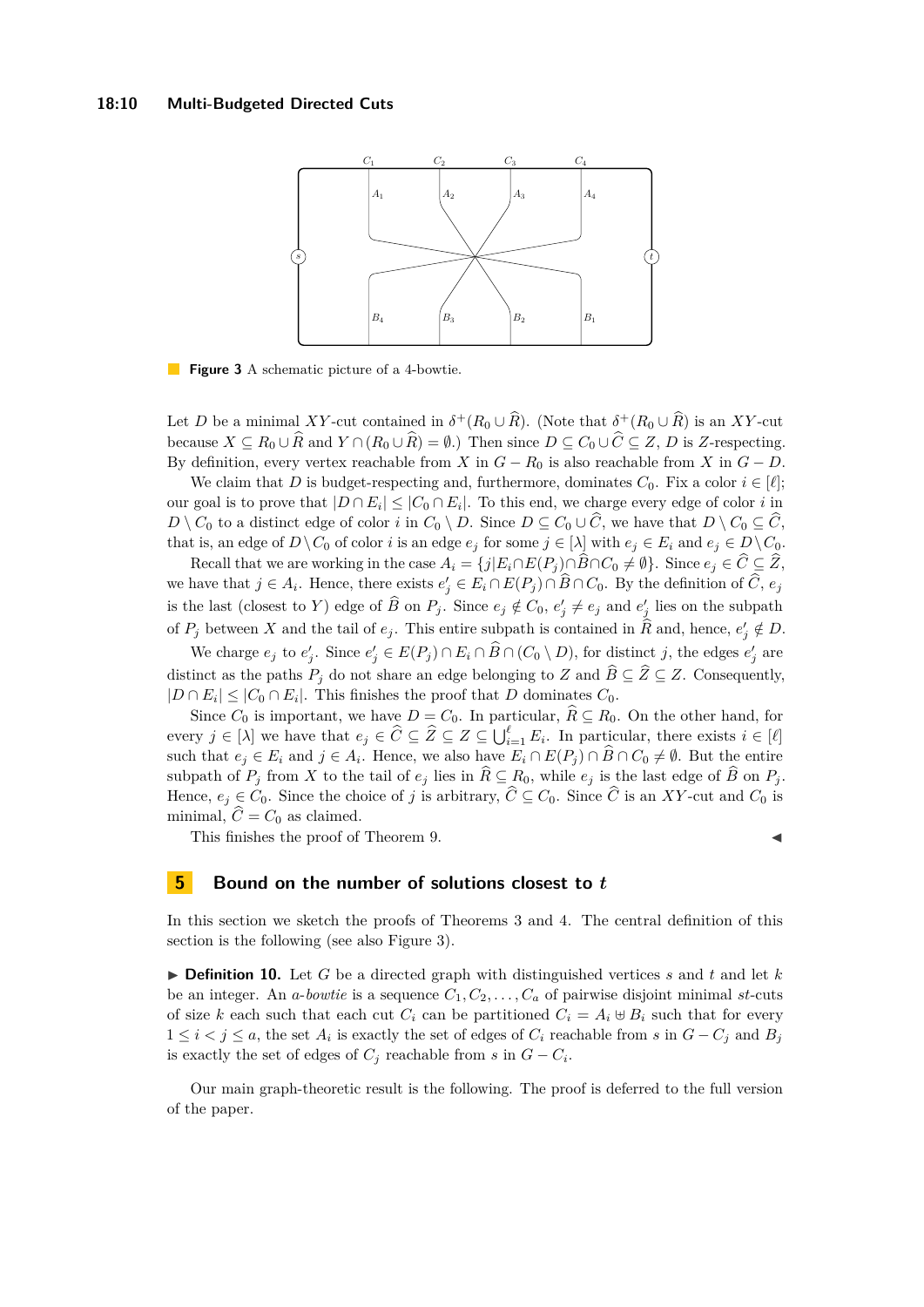**Figure 3** A schematic picture of a 4-bowtie.

Let $D$ be a minimal $XY$-cut contained in $\delta^+(R_0 \cup \widehat{R})$. (Note that $\delta^+(R_0 \cup \widehat{R})$ is an $XY$-cut because $X \subseteq R_0 \cup \widehat{R}$ and $Y \cap (R_0 \cup \widehat{R}) = \emptyset$.) Then since $D \subseteq C_0 \cup \widehat{C} \subseteq Z$, $D$ is $Z$-respecting. By definition, every vertex reachable from $X$ in $G - R_0$ is also reachable from $X$ in $G - D$.

We claim that $D$ is budget-respecting and, furthermore, dominates $C_0$. Fix a color $i \in [\ell]$; our goal is to prove that $|D \cap E_i| \leq |C_0 \cap E_i|$. To this end, we charge every edge of color $i$ in $D \setminus C_0$ to a distinct edge of color $i$ in $C_0 \setminus D$. Since $D \subseteq C_0 \cup \widehat{C}$, we have that $D \setminus C_0 \subseteq \widehat{C}$, that is, an edge of $D \setminus C_0$ of color $i$ is an edge $e_j$ for some $j \in [\lambda]$ with $e_j \in E_i$ and $e_j \in D \setminus C_0$.

Recall that we are working in the case $A_i = \{j | E_i \cap E(P_j) \cap \widehat{B} \cap C_0 \neq \emptyset\}$. Since $e_j \in \widehat{C} \subseteq \widehat{Z}$, we have that $j \in A_i$. Hence, there exists $e'_j \in E_i \cap E(P_j) \cap \widehat{B} \cap C_0$. By the definition of $\widehat{C}$, $e_j$ is the last (closest to $Y$) edge of $\widehat{B}$ on $P_j$. Since $e_j \notin C_0$, $e'_j \neq e_j$ and $e'_j$ lies on the subpath of $P_j$ between $X$ and the tail of $e_j$. This entire subpath is contained in $\widehat{R}$ and, hence, $e'_j \notin D$.

We charge $e_j$ to $e'_j$. Since $e'_j \in E(P_j) \cap E_i \cap \widehat{B} \cap (C_0 \setminus D)$, for distinct $j$, the edges $e'_j$ are distinct as the paths $P_j$ do not share an edge belonging to $Z$ and $\widehat{B} \subseteq \widehat{Z} \subseteq Z$. Consequently, $|D \cap E_i| \leq |C_0 \cap E_i|$. This finishes the proof that $D$ dominates $C_0$.

Since $C_0$ is important, we have $D = C_0$. In particular, $\widehat{R} \subseteq R_0$. On the other hand, for every $j \in [\lambda]$ we have that $e_j \in \widehat{C} \subseteq \widehat{Z} \subseteq Z \subseteq \bigcup_{i=1}^{\ell} E_i$. In particular, there exists $i \in [\ell]$ such that $e_j \in E_i$ and $j \in A_i$. Hence, we also have $E_i \cap E(P_j) \cap \widehat{B} \cap C_0 \neq \emptyset$. But the entire subpath of $P_j$ from $X$ to the tail of $e_j$ lies in $\widehat{R} \subseteq R_0$, while $e_j$ is the last edge of $\widehat{B}$ on $P_j$. Hence, $e_j \in C_0$. Since the choice of $j$ is arbitrary, $\widehat{C} \subseteq C_0$. Since $\widehat{C}$ is an $XY$-cut and $C_0$ is minimal, $\widehat{C} = C_0$ as claimed.

This finishes the proof of Theorem 9. ◀

## 5 Bound on the number of solutions closest to $t$

In this section we sketch the proofs of Theorems 3 and 4. The central definition of this section is the following (see also Figure 3).

▶ **Definition 10.** Let $G$ be a directed graph with distinguished vertices $s$ and $t$ and let $k$ be an integer. An *$a$-bowtie* is a sequence $C_1, C_2, \ldots, C_a$ of pairwise disjoint minimal $st$-cuts of size $k$ each such that each cut $C_i$ can be partitioned $C_i = A_i \uplus B_i$ such that for every $1 \leq i < j \leq a$, the set $A_i$ is exactly the set of edges of $C_i$ reachable from $s$ in $G - C_j$ and $B_j$ is exactly the set of edges of $C_j$ reachable from $s$ in $G - C_i$.

Our main graph-theoretic result is the following. The proof is deferred to the full version of the paper.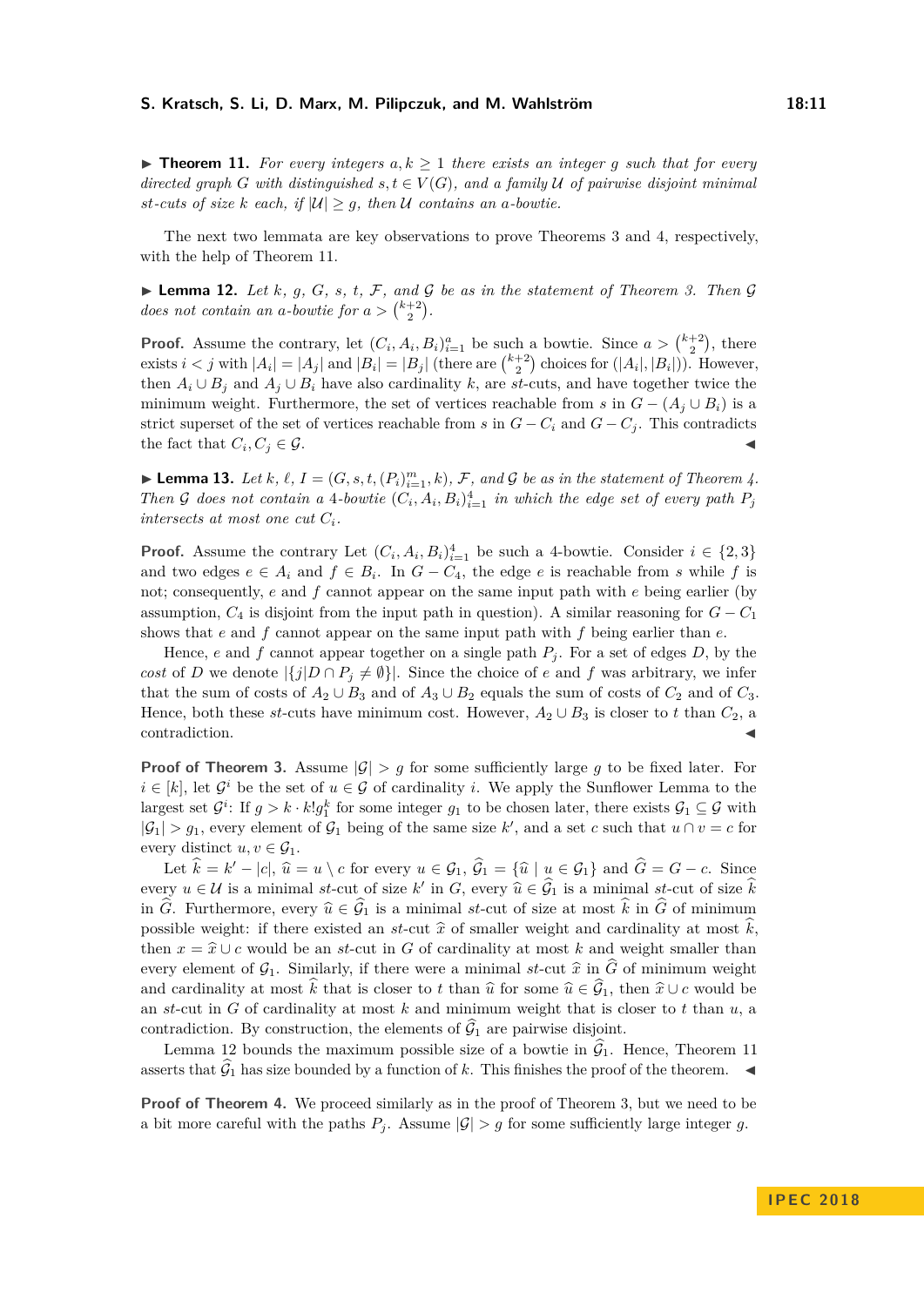▶ **Theorem 11.** *For every integers $a, k \geq 1$ there exists an integer $g$ such that for every directed graph $G$ with distinguished $s, t \in V(G)$, and a family $\mathcal{U}$ of pairwise disjoint minimal $st$-cuts of size $k$ each, if $|\mathcal{U}| \geq g$, then $\mathcal{U}$ contains an $a$-bowtie.*

The next two lemmata are key observations to prove Theorems 3 and 4, respectively, with the help of Theorem 11.

▶ **Lemma 12.** *Let $k$, $g$, $G$, $s$, $t$, $\mathcal{F}$, and $\mathcal{G}$ be as in the statement of Theorem 3. Then $\mathcal{G}$ does not contain an $a$-bowtie for $a > \binom{k+2}{2}$.*

**Proof.** Assume the contrary, let $(C_i, A_i, B_i)_{i=1}^{a}$ be such a bowtie. Since $a > \binom{k+2}{2}$, there exists $i < j$ with $|A_i| = |A_j|$ and $|B_i| = |B_j|$ (there are $\binom{k+2}{2}$ choices for $(|A_i|, |B_i|)$). However, then $A_i \cup B_j$ and $A_j \cup B_i$ have also cardinality $k$, are $st$-cuts, and have together twice the minimum weight. Furthermore, the set of vertices reachable from $s$ in $G - (A_j \cup B_i)$ is a strict superset of the set of vertices reachable from $s$ in $G - C_i$ and $G - C_j$. This contradicts the fact that $C_i, C_j \in \mathcal{G}$. ◀

▶ **Lemma 13.** *Let $k$, $\ell$, $I = (G, s, t, (P_i)_{i=1}^{m}, k)$, $\mathcal{F}$, and $\mathcal{G}$ be as in the statement of Theorem 4. Then $\mathcal{G}$ does not contain a 4-bowtie $(C_i, A_i, B_i)_{i=1}^{4}$ in which the edge set of every path $P_j$ intersects at most one cut $C_i$.*

**Proof.** Assume the contrary Let $(C_i, A_i, B_i)_{i=1}^{4}$ be such a 4-bowtie. Consider $i \in \{2, 3\}$ and two edges $e \in A_i$ and $f \in B_i$. In $G - C_4$, the edge $e$ is reachable from $s$ while $f$ is not; consequently, $e$ and $f$ cannot appear on the same input path with $e$ being earlier (by assumption, $C_4$ is disjoint from the input path in question). A similar reasoning for $G - C_1$ shows that $e$ and $f$ cannot appear on the same input path with $f$ being earlier than $e$.

Hence, $e$ and $f$ cannot appear together on a single path $P_j$. For a set of edges $D$, by the *cost* of $D$ we denote $|\{j | D \cap P_j \neq \emptyset\}|$. Since the choice of $e$ and $f$ was arbitrary, we infer that the sum of costs of $A_2 \cup B_3$ and of $A_3 \cup B_2$ equals the sum of costs of $C_2$ and of $C_3$. Hence, both these $st$-cuts have minimum cost. However, $A_2 \cup B_3$ is closer to $t$ than $C_2$, a contradiction. ◀

**Proof of Theorem 3.** Assume $|\mathcal{G}| > g$ for some sufficiently large $g$ to be fixed later. For $i \in [k]$, let $\mathcal{G}^i$ be the set of $u \in \mathcal{G}$ of cardinality $i$. We apply the Sunflower Lemma to the largest set $\mathcal{G}^i$: If $g > k \cdot k! g_1^k$ for some integer $g_1$ to be chosen later, there exists $\mathcal{G}_1 \subseteq \mathcal{G}$ with $|\mathcal{G}_1| > g_1$, every element of $\mathcal{G}_1$ being of the same size $k'$, and a set $c$ such that $u \cap v = c$ for every distinct $u, v \in \mathcal{G}_1$.

Let $\widehat{k} = k' - |c|$, $\widehat{u} = u \setminus c$ for every $u \in \mathcal{G}_1$, $\widehat{\mathcal{G}}_1 = \{\widehat{u} \mid u \in \mathcal{G}_1\}$ and $\widehat{G} = G - c$. Since every $u \in \mathcal{U}$ is a minimal $st$-cut of size $k'$ in $G$, every $\widehat{u} \in \widehat{\mathcal{G}}_1$ is a minimal $st$-cut of size $\widehat{k}$ in $\widehat{G}$. Furthermore, every $\widehat{u} \in \widehat{\mathcal{G}}_1$ is a minimal $st$-cut of size at most $\widehat{k}$ in $\widehat{G}$ of minimum possible weight: if there existed an $st$-cut $\widehat{x}$ of smaller weight and cardinality at most $\widehat{k}$, then $x = \widehat{x} \cup c$ would be an $st$-cut in $G$ of cardinality at most $k$ and weight smaller than every element of $\mathcal{G}_1$. Similarly, if there were a minimal $st$-cut $\widehat{x}$ in $\widehat{G}$ of minimum weight and cardinality at most $\widehat{k}$ that is closer to $t$ than $\widehat{u}$ for some $\widehat{u} \in \widehat{\mathcal{G}}_1$, then $\widehat{x} \cup c$ would be an $st$-cut in $G$ of cardinality at most $k$ and minimum weight that is closer to $t$ than $u$, a contradiction. By construction, the elements of $\widehat{\mathcal{G}}_1$ are pairwise disjoint.

Lemma 12 bounds the maximum possible size of a bowtie in $\widehat{\mathcal{G}}_1$. Hence, Theorem 11 asserts that $\widehat{\mathcal{G}}_1$ has size bounded by a function of $k$. This finishes the proof of the theorem. ◀

**Proof of Theorem 4.** We proceed similarly as in the proof of Theorem 3, but we need to be a bit more careful with the paths $P_j$. Assume $|\mathcal{G}| > g$ for some sufficiently large integer $g$.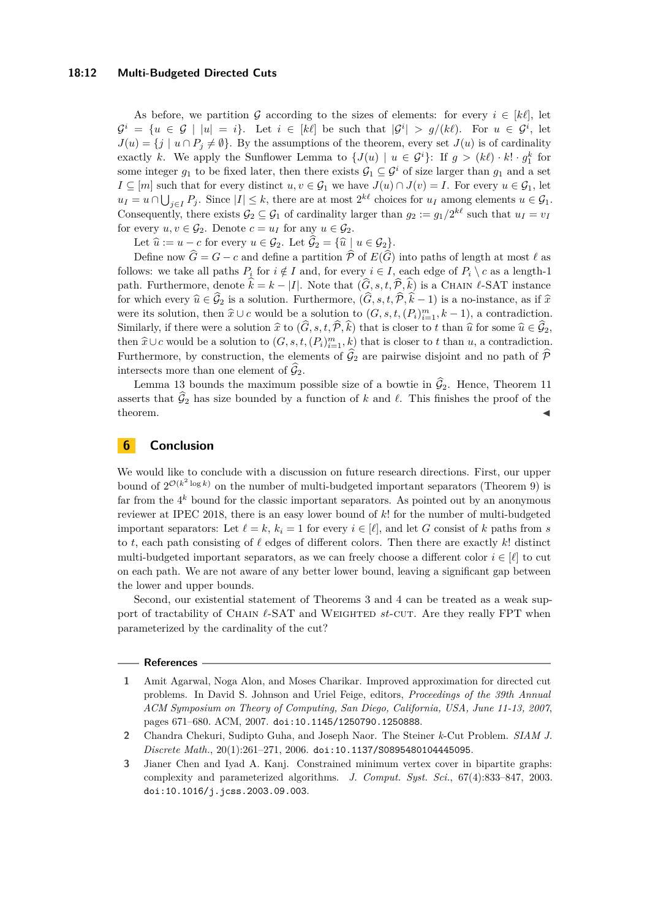As before, we partition $\mathcal{G}$ according to the sizes of elements: for every $i \in [k\ell]$, let $\mathcal{G}^i = \{u \in \mathcal{G} \mid |u| = i\}$. Let $i \in [k\ell]$ be such that $|\mathcal{G}^i| > g/(k\ell)$. For $u \in \mathcal{G}^i$, let $J(u) = \{j \mid u \cap P_j \neq \emptyset\}$. By the assumptions of the theorem, every set $J(u)$ is of cardinality exactly $k$. We apply the Sunflower Lemma to $\{J(u) \mid u \in \mathcal{G}^i\}$: If $g > (k\ell) \cdot k! \cdot g_1^k$ for some integer $g_1$ to be fixed later, then there exists $\mathcal{G}_1 \subseteq \mathcal{G}^i$ of size larger than $g_1$ and a set $I \subseteq [m]$ such that for every distinct $u, v \in \mathcal{G}_1$ we have $J(u) \cap J(v) = I$. For every $u \in \mathcal{G}_1$, let $u_I = u \cap \bigcup_{j \in I} P_j$. Since $|I| \leq k$, there are at most $2^{k\ell}$ choices for $u_I$ among elements $u \in \mathcal{G}_1$. Consequently, there exists $\mathcal{G}_2 \subseteq \mathcal{G}_1$ of cardinality larger than $g_2 := g_1/2^{k\ell}$ such that $u_I = v_I$ for every $u, v \in \mathcal{G}_2$. Denote $c = u_I$ for any $u \in \mathcal{G}_2$.

Let $\widehat{u} := u - c$ for every $u \in \mathcal{G}_2$. Let $\widehat{\mathcal{G}}_2 = \{\widehat{u} \mid u \in \mathcal{G}_2\}$.

Define now $\widehat{G} = G - c$ and define a partition $\widehat{\mathcal{P}}$ of $E(\widehat{G})$ into paths of length at most $\ell$ as follows: we take all paths $P_i$ for $i \notin I$ and, for every $i \in I$, each edge of $P_i \setminus c$ as a length-1 path. Furthermore, denote $\widehat{k} = k - |I|$. Note that $(\widehat{G}, s, t, \widehat{\mathcal{P}}, \widehat{k})$ is a Chain $\ell$-SAT instance for which every $\widehat{u} \in \widehat{\mathcal{G}}_2$ is a solution. Furthermore, $(\widehat{G}, s, t, \widehat{\mathcal{P}}, \widehat{k} - 1)$ is a no-instance, as if $\widehat{x}$ were its solution, then $\widehat{x} \cup c$ would be a solution to $(G, s, t, (P_i)_{i=1}^m, k - 1)$, a contradiction. Similarly, if there were a solution $\widehat{x}$ to $(\widehat{G}, s, t, \widehat{\mathcal{P}}, \widehat{k})$ that is closer to $t$ than $\widehat{u}$ for some $\widehat{u} \in \widehat{\mathcal{G}}_2$, then $\widehat{x} \cup c$ would be a solution to $(G, s, t, (P_i)_{i=1}^m, k)$ that is closer to $t$ than $u$, a contradiction. Furthermore, by construction, the elements of $\widehat{\mathcal{G}}_2$ are pairwise disjoint and no path of $\widehat{\mathcal{P}}$ intersects more than one element of $\widehat{\mathcal{G}}_2$.

Lemma 13 bounds the maximum possible size of a bowtie in $\widehat{\mathcal{G}}_2$. Hence, Theorem 11 asserts that $\widehat{\mathcal{G}}_2$ has size bounded by a function of $k$ and $\ell$. This finishes the proof of the theorem. ◀

# 6 Conclusion

We would like to conclude with a discussion on future research directions. First, our upper bound of $2^{\mathcal{O}(k^2 \log k)}$ on the number of multi-budgeted important separators (Theorem 9) is far from the $4^k$ bound for the classic important separators. As pointed out by an anonymous reviewer at IPEC 2018, there is an easy lower bound of $k!$ for the number of multi-budgeted important separators: Let $\ell = k$, $k_i = 1$ for every $i \in [\ell]$, and let $G$ consist of $k$ paths from $s$ to $t$, each path consisting of $\ell$ edges of different colors. Then there are exactly $k!$ distinct multi-budgeted important separators, as we can freely choose a different color $i \in [\ell]$ to cut on each path. We are not aware of any better lower bound, leaving a significant gap between the lower and upper bounds.

Second, our existential statement of Theorems 3 and 4 can be treated as a weak support of tractability of Chain $\ell$-SAT and Weighted $st$-cut. Are they really FPT when parameterized by the cardinality of the cut?

## References

1. Amit Agarwal, Noga Alon, and Moses Charikar. Improved approximation for directed cut problems. In David S. Johnson and Uriel Feige, editors, *Proceedings of the 39th Annual ACM Symposium on Theory of Computing, San Diego, California, USA, June 11-13, 2007*, pages 671–680. ACM, 2007. doi:10.1145/1250790.1250888.
2. Chandra Chekuri, Sudipto Guha, and Joseph Naor. The Steiner $k$-Cut Problem. *SIAM J. Discrete Math.*, 20(1):261–271, 2006. doi:10.1137/S0895480104445095.
3. Jianer Chen and Iyad A. Kanj. Constrained minimum vertex cover in bipartite graphs: complexity and parameterized algorithms. *J. Comput. Syst. Sci.*, 67(4):833–847, 2003. doi:10.1016/j.jcss.2003.09.003.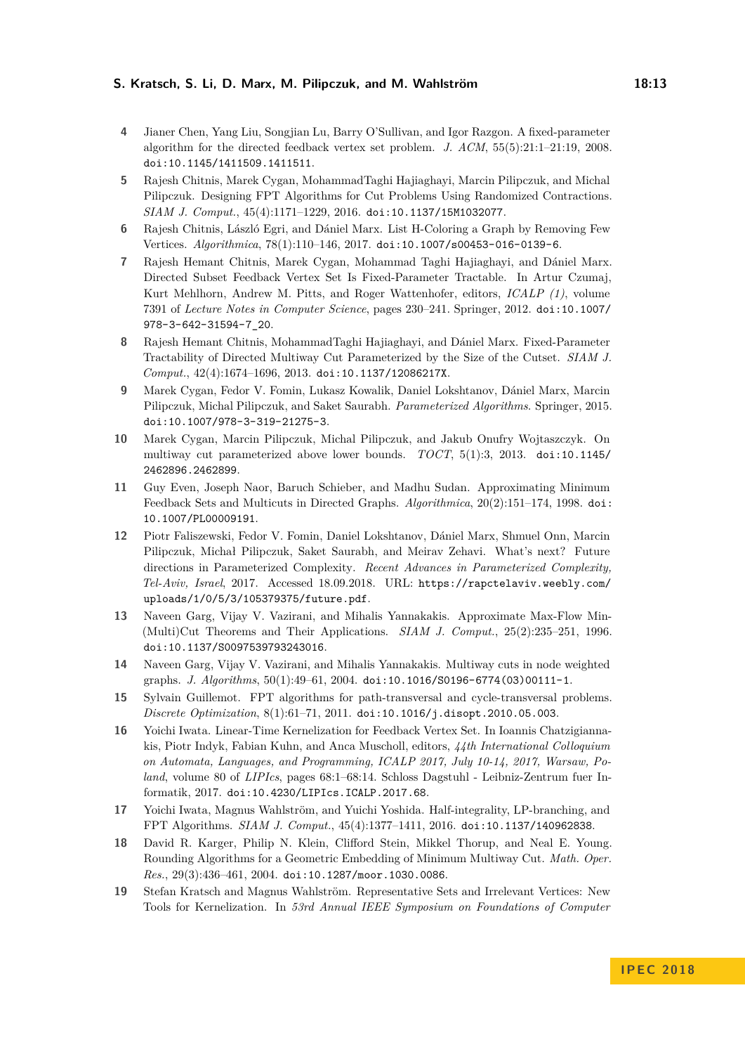4. Jianer Chen, Yang Liu, Songjian Lu, Barry O'Sullivan, and Igor Razgon. A fixed-parameter algorithm for the directed feedback vertex set problem. *J. ACM*, 55(5):21:1–21:19, 2008. doi:10.1145/1411509.1411511.
5. Rajesh Chitnis, Marek Cygan, MohammadTaghi Hajiaghayi, Marcin Pilipczuk, and Michal Pilipczuk. Designing FPT Algorithms for Cut Problems Using Randomized Contractions. *SIAM J. Comput.*, 45(4):1171–1229, 2016. doi:10.1137/15M1032077.
6. Rajesh Chitnis, László Egri, and Dániel Marx. List H-Coloring a Graph by Removing Few Vertices. *Algorithmica*, 78(1):110–146, 2017. doi:10.1007/s00453-016-0139-6.
7. Rajesh Hemant Chitnis, Marek Cygan, Mohammad Taghi Hajiaghayi, and Dániel Marx. Directed Subset Feedback Vertex Set Is Fixed-Parameter Tractable. In Artur Czumaj, Kurt Mehlhorn, Andrew M. Pitts, and Roger Wattenhofer, editors, *ICALP (1)*, volume 7391 of *Lecture Notes in Computer Science*, pages 230–241. Springer, 2012. doi:10.1007/978-3-642-31594-7_20.
8. Rajesh Hemant Chitnis, MohammadTaghi Hajiaghayi, and Dániel Marx. Fixed-Parameter Tractability of Directed Multiway Cut Parameterized by the Size of the Cutset. *SIAM J. Comput.*, 42(4):1674–1696, 2013. doi:10.1137/12086217X.
9. Marek Cygan, Fedor V. Fomin, Lukasz Kowalik, Daniel Lokshtanov, Dániel Marx, Marcin Pilipczuk, Michal Pilipczuk, and Saket Saurabh. *Parameterized Algorithms*. Springer, 2015. doi:10.1007/978-3-319-21275-3.
10. Marek Cygan, Marcin Pilipczuk, Michal Pilipczuk, and Jakub Onufry Wojtaszczyk. On multiway cut parameterized above lower bounds. *TOCT*, 5(1):3, 2013. doi:10.1145/2462896.2462899.
11. Guy Even, Joseph Naor, Baruch Schieber, and Madhu Sudan. Approximating Minimum Feedback Sets and Multicuts in Directed Graphs. *Algorithmica*, 20(2):151–174, 1998. doi:10.1007/PL00009191.
12. Piotr Faliszewski, Fedor V. Fomin, Daniel Lokshtanov, Dániel Marx, Shmuel Onn, Marcin Pilipczuk, Michał Pilipczuk, Saket Saurabh, and Meirav Zehavi. What's next? Future directions in Parameterized Complexity. *Recent Advances in Parameterized Complexity, Tel-Aviv, Israel*, 2017. Accessed 18.09.2018. URL: https://rapctelaviv.weebly.com/uploads/1/0/5/3/105379375/future.pdf.
13. Naveen Garg, Vijay V. Vazirani, and Mihalis Yannakakis. Approximate Max-Flow Min-(Multi)Cut Theorems and Their Applications. *SIAM J. Comput.*, 25(2):235–251, 1996. doi:10.1137/S0097539793243016.
14. Naveen Garg, Vijay V. Vazirani, and Mihalis Yannakakis. Multiway cuts in node weighted graphs. *J. Algorithms*, 50(1):49–61, 2004. doi:10.1016/S0196-6774(03)00111-1.
15. Sylvain Guillemot. FPT algorithms for path-transversal and cycle-transversal problems. *Discrete Optimization*, 8(1):61–71, 2011. doi:10.1016/j.disopt.2010.05.003.
16. Yoichi Iwata. Linear-Time Kernelization for Feedback Vertex Set. In Ioannis Chatzigiannakis, Piotr Indyk, Fabian Kuhn, and Anca Muscholl, editors, *44th International Colloquium on Automata, Languages, and Programming, ICALP 2017, July 10-14, 2017, Warsaw, Poland*, volume 80 of *LIPIcs*, pages 68:1–68:14. Schloss Dagstuhl - Leibniz-Zentrum fuer Informatik, 2017. doi:10.4230/LIPIcs.ICALP.2017.68.
17. Yoichi Iwata, Magnus Wahlström, and Yuichi Yoshida. Half-integrality, LP-branching, and FPT Algorithms. *SIAM J. Comput.*, 45(4):1377–1411, 2016. doi:10.1137/140962838.
18. David R. Karger, Philip N. Klein, Clifford Stein, Mikkel Thorup, and Neal E. Young. Rounding Algorithms for a Geometric Embedding of Minimum Multiway Cut. *Math. Oper. Res.*, 29(3):436–461, 2004. doi:10.1287/moor.1030.0086.
19. Stefan Kratsch and Magnus Wahlström. Representative Sets and Irrelevant Vertices: New Tools for Kernelization. In *53rd Annual IEEE Symposium on Foundations of Computer*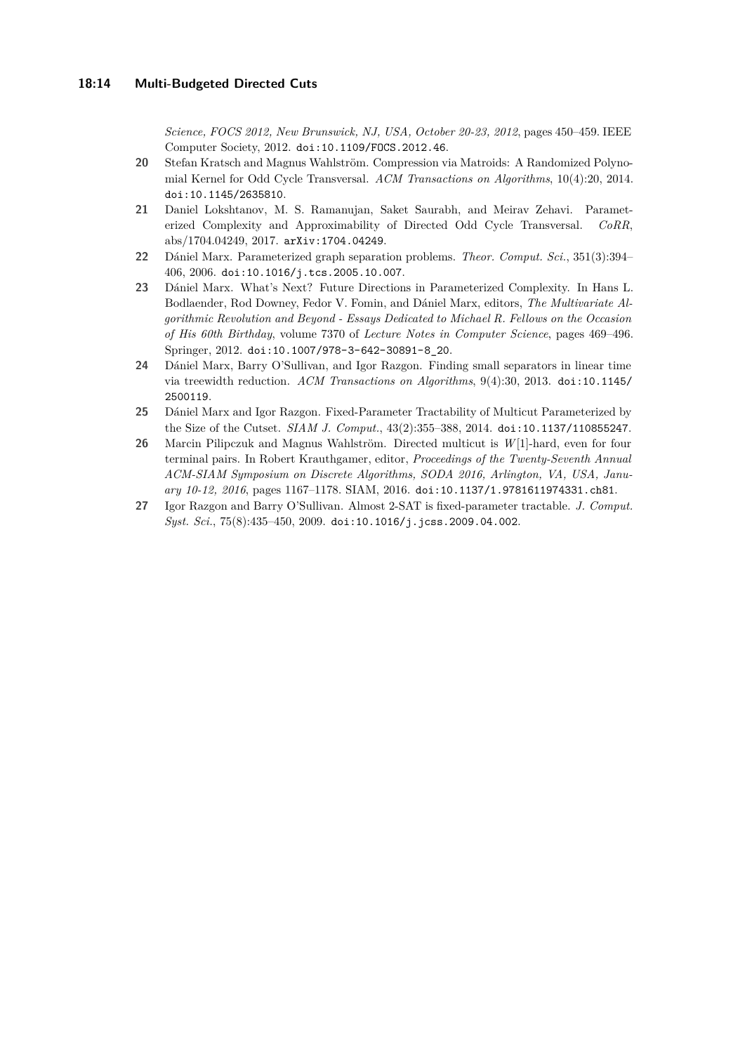*Science, FOCS 2012, New Brunswick, NJ, USA, October 20-23, 2012*, pages 450–459. IEEE Computer Society, 2012. doi:10.1109/FOCS.2012.46.

**20** Stefan Kratsch and Magnus Wahlström. Compression via Matroids: A Randomized Polynomial Kernel for Odd Cycle Transversal. *ACM Transactions on Algorithms*, 10(4):20, 2014. doi:10.1145/2635810.

**21** Daniel Lokshtanov, M. S. Ramanujan, Saket Saurabh, and Meirav Zehavi. Parameterized Complexity and Approximability of Directed Odd Cycle Transversal. *CoRR*, abs/1704.04249, 2017. arXiv:1704.04249.

**22** Dániel Marx. Parameterized graph separation problems. *Theor. Comput. Sci.*, 351(3):394–406, 2006. doi:10.1016/j.tcs.2005.10.007.

**23** Dániel Marx. What's Next? Future Directions in Parameterized Complexity. In Hans L. Bodlaender, Rod Downey, Fedor V. Fomin, and Dániel Marx, editors, *The Multivariate Algorithmic Revolution and Beyond - Essays Dedicated to Michael R. Fellows on the Occasion of His 60th Birthday*, volume 7370 of *Lecture Notes in Computer Science*, pages 469–496. Springer, 2012. doi:10.1007/978-3-642-30891-8_20.

**24** Dániel Marx, Barry O'Sullivan, and Igor Razgon. Finding small separators in linear time via treewidth reduction. *ACM Transactions on Algorithms*, 9(4):30, 2013. doi:10.1145/2500119.

**25** Dániel Marx and Igor Razgon. Fixed-Parameter Tractability of Multicut Parameterized by the Size of the Cutset. *SIAM J. Comput.*, 43(2):355–388, 2014. doi:10.1137/110855247.

**26** Marcin Pilipczuk and Magnus Wahlström. Directed multicut is $W[1]$-hard, even for four terminal pairs. In Robert Krauthgamer, editor, *Proceedings of the Twenty-Seventh Annual ACM-SIAM Symposium on Discrete Algorithms, SODA 2016, Arlington, VA, USA, January 10-12, 2016*, pages 1167–1178. SIAM, 2016. doi:10.1137/1.9781611974331.ch81.

**27** Igor Razgon and Barry O'Sullivan. Almost 2-SAT is fixed-parameter tractable. *J. Comput. Syst. Sci.*, 75(8):435–450, 2009. doi:10.1016/j.jcss.2009.04.002.